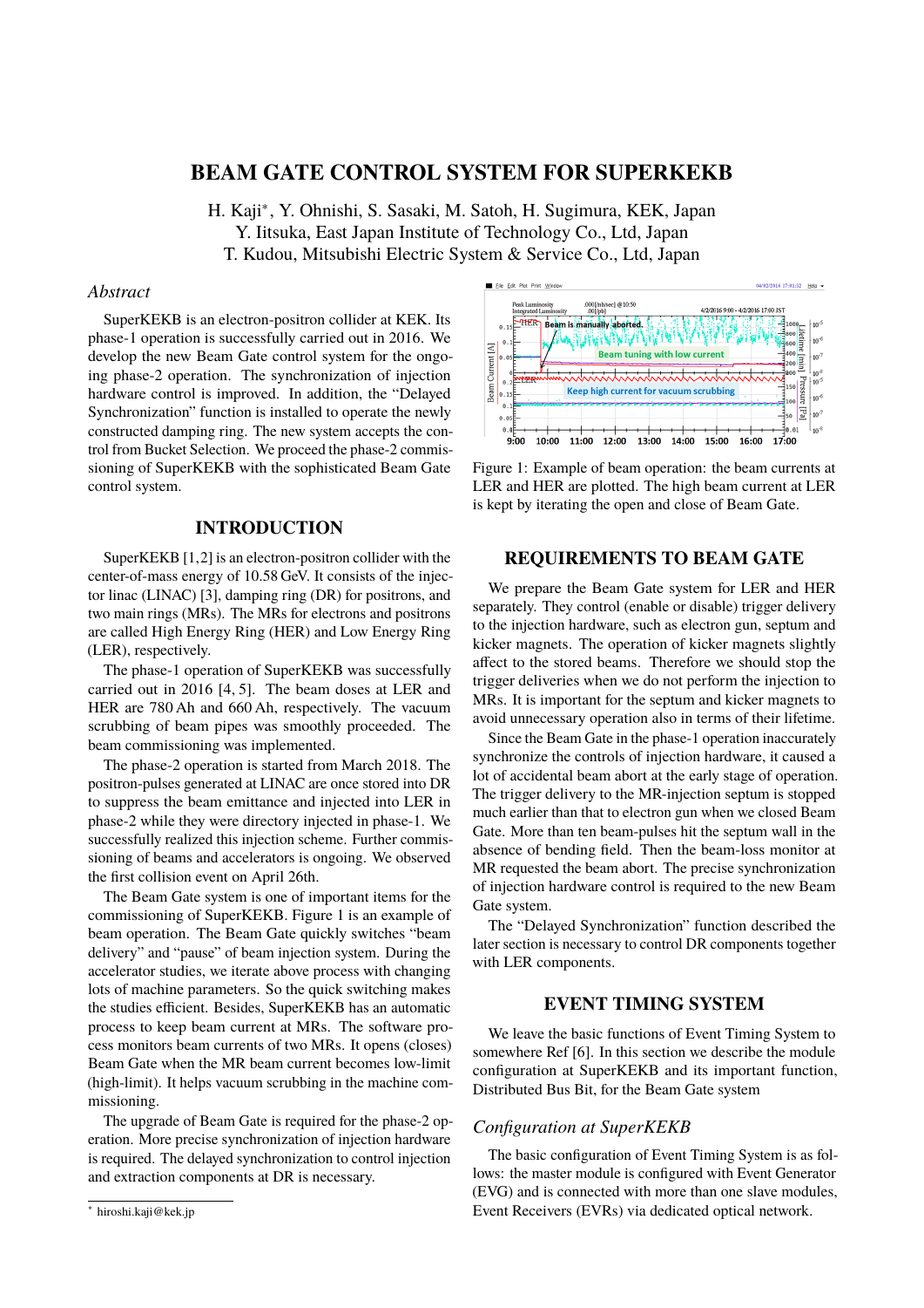# BEAM GATE CONTROL SYSTEM FOR SUPERKEKB

H. Kaji*, Y. Ohnishi, S. Sasaki, M. Satoh, H. Sugimura, KEK, Japan
Y. Iitsuka, East Japan Institute of Technology Co., Ltd, Japan
T. Kudou, Mitsubishi Electric System & Service Co., Ltd, Japan

## *Abstract*

SuperKEKB is an electron-positron collider at KEK. Its phase-1 operation is successfully carried out in 2016. We develop the new Beam Gate control system for the ongoing phase-2 operation. The synchronization of injection hardware control is improved. In addition, the "Delayed Synchronization" function is installed to operate the newly constructed damping ring. The new system accepts the control from Bucket Selection. We proceed the phase-2 commissioning of SuperKEKB with the sophisticated Beam Gate control system.

## INTRODUCTION

SuperKEKB [1,2] is an electron-positron collider with the center-of-mass energy of 10.58 GeV. It consists of the injector linac (LINAC) [3], damping ring (DR) for positrons, and two main rings (MRs). The MRs for electrons and positrons are called High Energy Ring (HER) and Low Energy Ring (LER), respectively.

The phase-1 operation of SuperKEKB was successfully carried out in 2016 [4, 5]. The beam doses at LER and HER are 780 Ah and 660 Ah, respectively. The vacuum scrubbing of beam pipes was smoothly proceeded. The beam commissioning was implemented.

The phase-2 operation is started from March 2018. The positron-pulses generated at LINAC are once stored into DR to suppress the beam emittance and injected into LER in phase-2 while they were directory injected in phase-1. We successfully realized this injection scheme. Further commissioning of beams and accelerators is ongoing. We observed the first collision event on April 26th.

The Beam Gate system is one of important items for the commissioning of SuperKEKB. Figure 1 is an example of beam operation. The Beam Gate quickly switches "beam delivery" and "pause" of beam injection system. During the accelerator studies, we iterate above process with changing lots of machine parameters. So the quick switching makes the studies efficient. Besides, SuperKEKB has an automatic process to keep beam current at MRs. The software process monitors beam currents of two MRs. It opens (closes) Beam Gate when the MR beam current becomes low-limit (high-limit). It helps vacuum scrubbing in the machine commissioning.

The upgrade of Beam Gate is required for the phase-2 operation. More precise synchronization of injection hardware is required. The delayed synchronization to control injection and extraction components at DR is necessary.

Figure 1: Example of beam operation: the beam currents at LER and HER are plotted. The high beam current at LER is kept by iterating the open and close of Beam Gate.

## REQUIREMENTS TO BEAM GATE

We prepare the Beam Gate system for LER and HER separately. They control (enable or disable) trigger delivery to the injection hardware, such as electron gun, septum and kicker magnets. The operation of kicker magnets slightly affect to the stored beams. Therefore we should stop the trigger deliveries when we do not perform the injection to MRs. It is important for the septum and kicker magnets to avoid unnecessary operation also in terms of their lifetime.

Since the Beam Gate in the phase-1 operation inaccurately synchronize the controls of injection hardware, it caused a lot of accidental beam abort at the early stage of operation. The trigger delivery to the MR-injection septum is stopped much earlier than that to electron gun when we closed Beam Gate. More than ten beam-pulses hit the septum wall in the absence of bending field. Then the beam-loss monitor at MR requested the beam abort. The precise synchronization of injection hardware control is required to the new Beam Gate system.

The "Delayed Synchronization" function described the later section is necessary to control DR components together with LER components.

## EVENT TIMING SYSTEM

We leave the basic functions of Event Timing System to somewhere Ref [6]. In this section we describe the module configuration at SuperKEKB and its important function, Distributed Bus Bit, for the Beam Gate system

### *Configuration at SuperKEKB*

The basic configuration of Event Timing System is as follows: the master module is configured with Event Generator (EVG) and is connected with more than one slave modules, Event Receivers (EVRs) via dedicated optical network.

* hiroshi.kaji@kek.jp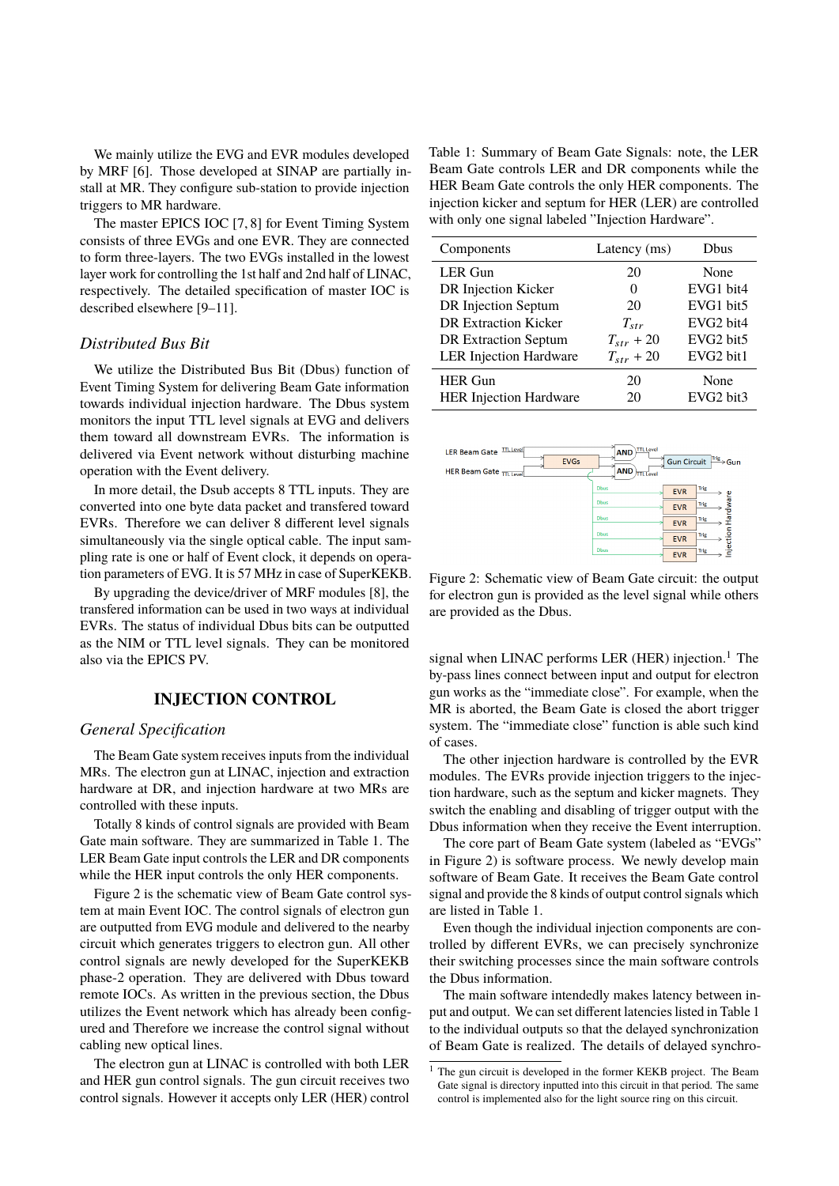We mainly utilize the EVG and EVR modules developed by MRF [6]. Those developed at SINAP are partially in-stall at MR. They configure sub-station to provide injection triggers to MR hardware.

The master EPICS IOC [7, 8] for Event Timing System consists of three EVGs and one EVR. They are connected to form three-layers. The two EVGs installed in the lowest layer work for controlling the 1st half and 2nd half of LINAC, respectively. The detailed specification of master IOC is described elsewhere [9–11].

### *Distributed Bus Bit*

We utilize the Distributed Bus Bit (Dbus) function of Event Timing System for delivering Beam Gate information towards individual injection hardware. The Dbus system monitors the input TTL level signals at EVG and delivers them toward all downstream EVRs. The information is delivered via Event network without disturbing machine operation with the Event delivery.

In more detail, the Dsub accepts 8 TTL inputs. They are converted into one byte data packet and transfered toward EVRs. Therefore we can deliver 8 different level signals simultaneously via the single optical cable. The input sampling rate is one or half of Event clock, it depends on operation parameters of EVG. It is 57 MHz in case of SuperKEKB.

By upgrading the device/driver of MRF modules [8], the transfered information can be used in two ways at individual EVRs. The status of individual Dbus bits can be outputted as the NIM or TTL level signals. They can be monitored also via the EPICS PV.

## INJECTION CONTROL

### *General Specification*

The Beam Gate system receives inputs from the individual MRs. The electron gun at LINAC, injection and extraction hardware at DR, and injection hardware at two MRs are controlled with these inputs.

Totally 8 kinds of control signals are provided with Beam Gate main software. They are summarized in Table 1. The LER Beam Gate input controls the LER and DR components while the HER input controls the only HER components.

Figure 2 is the schematic view of Beam Gate control system at main Event IOC. The control signals of electron gun are outputted from EVG module and delivered to the nearby circuit which generates triggers to electron gun. All other control signals are newly developed for the SuperKEKB phase-2 operation. They are delivered with Dbus toward remote IOCs. As written in the previous section, the Dbus utilizes the Event network which has already been configured and Therefore we increase the control signal without cabling new optical lines.

The electron gun at LINAC is controlled with both LER and HER gun control signals. The gun circuit receives two control signals. However it accepts only LER (HER) control signal when LINAC performs LER (HER) injection.[1] The by-pass lines connect between input and output for electron gun works as the "immediate close". For example, when the MR is aborted, the Beam Gate is closed the abort trigger system. The "immediate close" function is able such kind of cases.

The other injection hardware is controlled by the EVR modules. The EVRs provide injection triggers to the injection hardware, such as the septum and kicker magnets. They switch the enabling and disabling of trigger output with the Dbus information when they receive the Event interruption.

The core part of Beam Gate system (labeled as "EVGs" in Figure 2) is software process. We newly develop main software of Beam Gate. It receives the Beam Gate control signal and provide the 8 kinds of output control signals which are listed in Table 1.

Even though the individual injection components are controlled by different EVRs, we can precisely synchronize their switching processes since the main software controls the Dbus information.

The main software intendedly makes latency between input and output. We can set different latencies listed in Table 1 to the individual outputs so that the delayed synchronization of Beam Gate is realized. The details of delayed synchro-

Table 1: Summary of Beam Gate Signals: note, the LER Beam Gate controls LER and DR components while the HER Beam Gate controls the only HER components. The injection kicker and septum for HER (LER) are controlled with only one signal labeled "Injection Hardware".

| Components | Latency (ms) | Dbus |
|---|---|---|
| LER Gun | 20 | None |
| DR Injection Kicker | 0 | EVG1 bit4 |
| DR Injection Septum | 20 | EVG1 bit5 |
| DR Extraction Kicker | $T_{str}$ | EVG2 bit4 |
| DR Extraction Septum | $T_{str} + 20$ | EVG2 bit5 |
| LER Injection Hardware | $T_{str} + 20$ | EVG2 bit1 |
| HER Gun | 20 | None |
| HER Injection Hardware | 20 | EVG2 bit3 |

Figure 2: Schematic view of Beam Gate circuit: the output for electron gun is provided as the level signal while others are provided as the Dbus.

[1] The gun circuit is developed in the former KEKB project. The Beam Gate signal is directory inputted into this circuit in that period. The same control is implemented also for the light source ring on this circuit.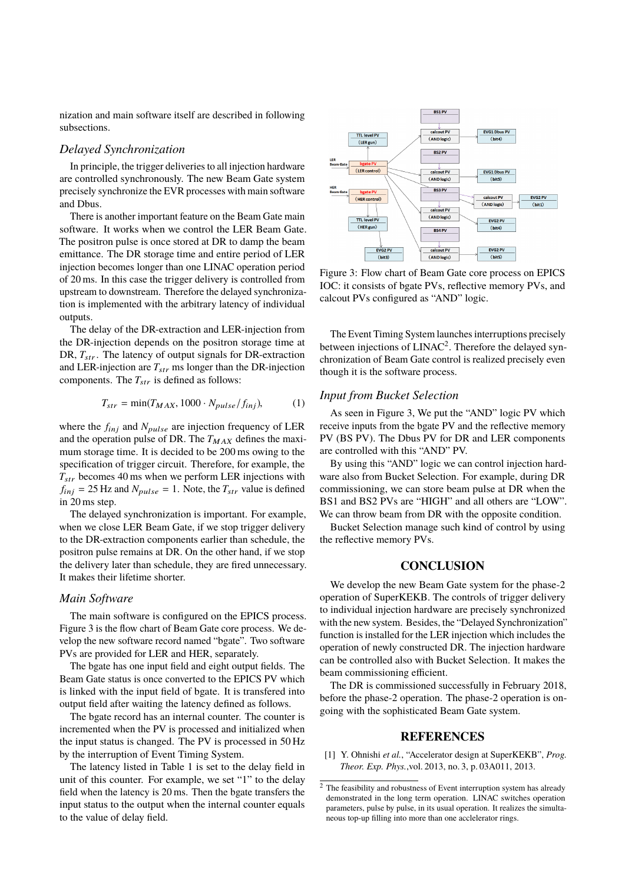nization and main software itself are described in following subsections.

### *Delayed Synchronization*

In principle, the trigger deliveries to all injection hardware are controlled synchronously. The new Beam Gate system precisely synchronize the EVR processes with main software and Dbus.

There is another important feature on the Beam Gate main software. It works when we control the LER Beam Gate. The positron pulse is once stored at DR to damp the beam emittance. The DR storage time and entire period of LER injection becomes longer than one LINAC operation period of 20 ms. In this case the trigger delivery is controlled from upstream to downstream. Therefore the delayed synchronization is implemented with the arbitrary latency of individual outputs.

The delay of the DR-extraction and LER-injection from the DR-injection depends on the positron storage time at DR, $T_{str}$. The latency of output signals for DR-extraction and LER-injection are $T_{str}$ ms longer than the DR-injection components. The $T_{str}$ is defined as follows:

$$T_{str} = \min(T_{MAX}, 1000 \cdot N_{pulse}/f_{inj}), \tag{1}$$

where the $f_{inj}$ and $N_{pulse}$ are injection frequency of LER and the operation pulse of DR. The $T_{MAX}$ defines the maximum storage time. It is decided to be 200 ms owing to the specification of trigger circuit. Therefore, for example, the $T_{str}$ becomes 40 ms when we perform LER injections with $f_{inj} = 25$ Hz and $N_{pulse} = 1$. Note, the $T_{str}$ value is defined in 20 ms step.

The delayed synchronization is important. For example, when we close LER Beam Gate, if we stop trigger delivery to the DR-extraction components earlier than schedule, the positron pulse remains at DR. On the other hand, if we stop the delivery later than schedule, they are fired unnecessary. It makes their lifetime shorter.

### *Main Software*

The main software is configured on the EPICS process. Figure 3 is the flow chart of Beam Gate core process. We develop the new software record named "bgate". Two software PVs are provided for LER and HER, separately.

The bgate has one input field and eight output fields. The Beam Gate status is once converted to the EPICS PV which is linked with the input field of bgate. It is transfered into output field after waiting the latency defined as follows.

The bgate record has an internal counter. The counter is incremented when the PV is processed and initialized when the input status is changed. The PV is processed in 50 Hz by the interruption of Event Timing System.

The latency listed in Table 1 is set to the delay field in unit of this counter. For example, we set "1" to the delay field when the latency is 20 ms. Then the bgate transfers the input status to the output when the internal counter equals to the value of delay field.

Figure 3: Flow chart of Beam Gate core process on EPICS IOC: it consists of bgate PVs, reflective memory PVs, and calcout PVs configured as "AND" logic.

The Event Timing System launches interruptions precisely between injections of LINAC[2]. Therefore the delayed synchronization of Beam Gate control is realized precisely even though it is the software process.

### *Input from Bucket Selection*

As seen in Figure 3, We put the "AND" logic PV which receive inputs from the bgate PV and the reflective memory PV (BS PV). The Dbus PV for DR and LER components are controlled with this "AND" PV.

By using this "AND" logic we can control injection hardware also from Bucket Selection. For example, during DR commissioning, we can store beam pulse at DR when the BS1 and BS2 PVs are "HIGH" and all others are "LOW". We can throw beam from DR with the opposite condition.

Bucket Selection manage such kind of control by using the reflective memory PVs.

## CONCLUSION

We develop the new Beam Gate system for the phase-2 operation of SuperKEKB. The controls of trigger delivery to individual injection hardware are precisely synchronized with the new system. Besides, the "Delayed Synchronization" function is installed for the LER injection which includes the operation of newly constructed DR. The injection hardware can be controlled also with Bucket Selection. It makes the beam commissioning efficient.

The DR is commissioned successfully in February 2018, before the phase-2 operation. The phase-2 operation is ongoing with the sophisticated Beam Gate system.

## REFERENCES

[1] Y. Ohnishi *et al.*, "Accelerator design at SuperKEKB", *Prog. Theor. Exp. Phys.*,vol. 2013, no. 3, p. 03A011, 2013.

[2] The feasibility and robustness of Event interruption system has already demonstrated in the long term operation. LINAC switches operation parameters, pulse by pulse, in its usual operation. It realizes the simultaneous top-up filling into more than one acclerator rings.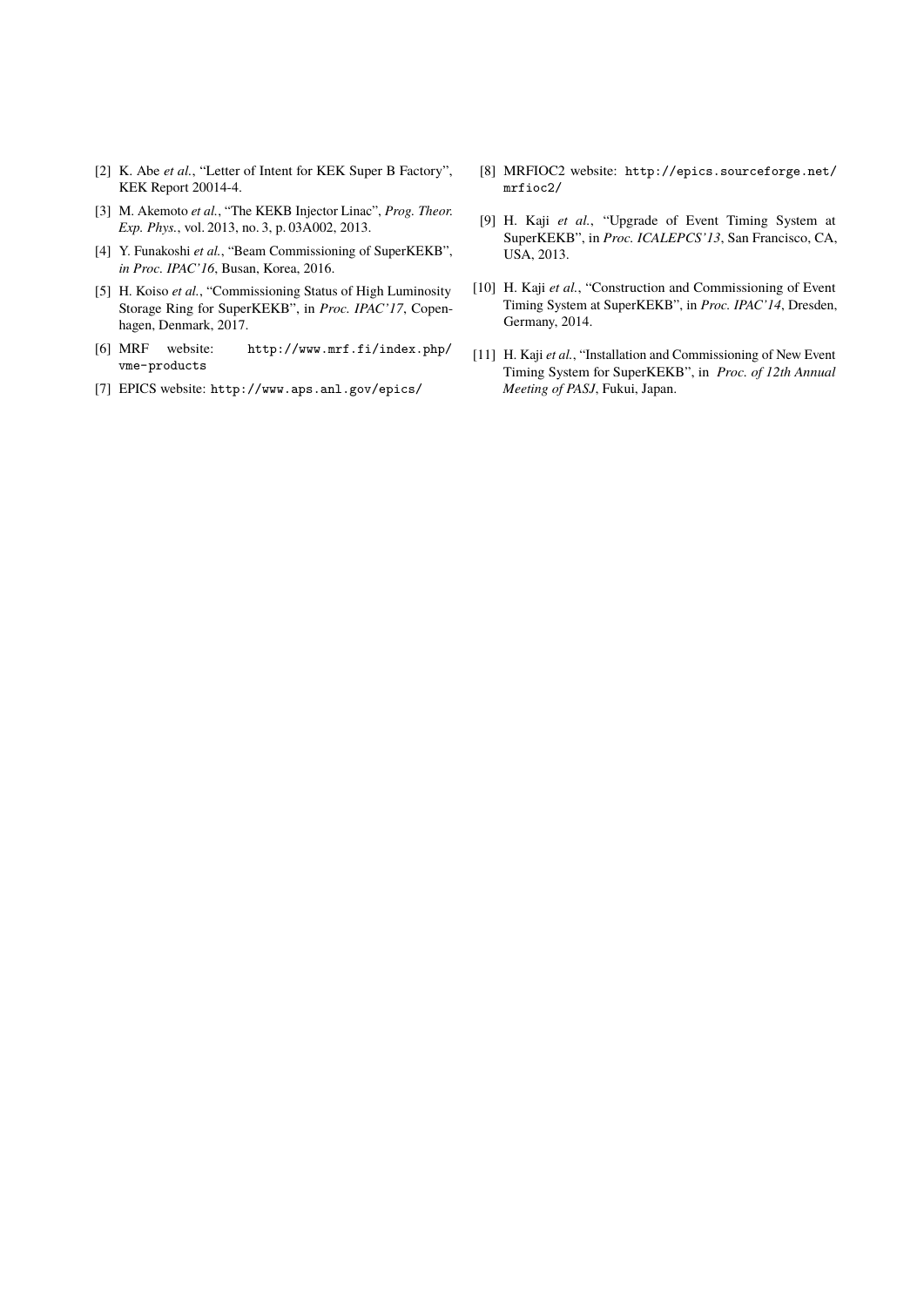[2] K. Abe *et al.*, "Letter of Intent for KEK Super B Factory", KEK Report 20014-4.

[3] M. Akemoto *et al.*, "The KEKB Injector Linac", *Prog. Theor. Exp. Phys.*, vol. 2013, no. 3, p. 03A002, 2013.

[4] Y. Funakoshi *et al.*, "Beam Commissioning of SuperKEKB", *in Proc. IPAC'16*, Busan, Korea, 2016.

[5] H. Koiso *et al.*, "Commissioning Status of High Luminosity Storage Ring for SuperKEKB", in *Proc. IPAC'17*, Copenhagen, Denmark, 2017.

[6] MRF website: `http://www.mrf.fi/index.php/vme-products`

[7] EPICS website: `http://www.aps.anl.gov/epics/`

[8] MRFIOC2 website: `http://epics.sourceforge.net/mrfioc2/`

[9] H. Kaji *et al.*, "Upgrade of Event Timing System at SuperKEKB", in *Proc. ICALEPCS'13*, San Francisco, CA, USA, 2013.

[10] H. Kaji *et al.*, "Construction and Commissioning of Event Timing System at SuperKEKB", in *Proc. IPAC'14*, Dresden, Germany, 2014.

[11] H. Kaji *et al.*, "Installation and Commissioning of New Event Timing System for SuperKEKB", in *Proc. of 12th Annual Meeting of PASJ*, Fukui, Japan.